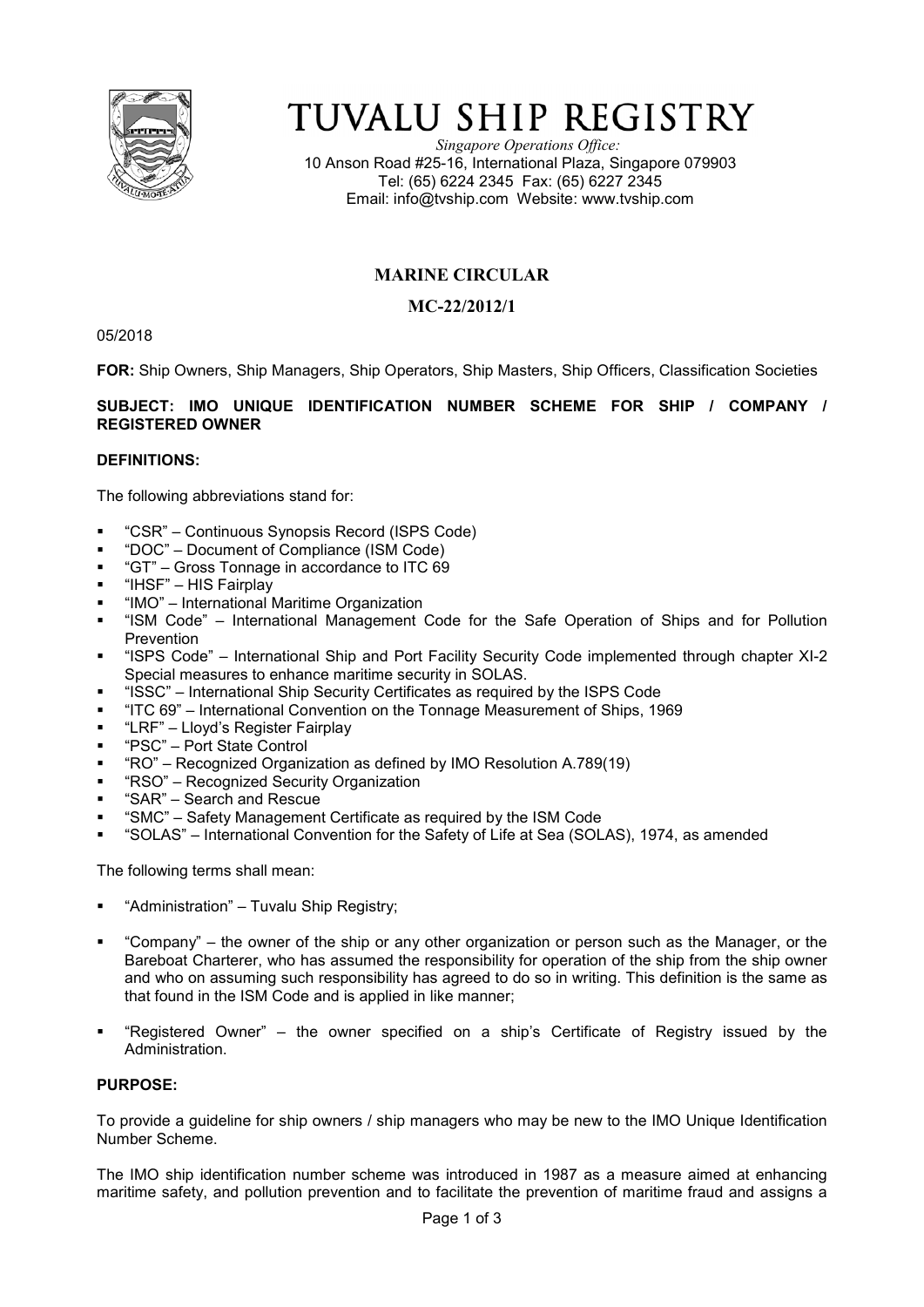# TUVALU SHIP REGISTRY

*Singapore Operations Office:*
10 Anson Road #25-16, International Plaza, Singapore 079903
Tel: (65) 6224 2345 Fax: (65) 6227 2345
Email: info@tvship.com Website: www.tvship.com

## MARINE CIRCULAR

## MC-22/2012/1

05/2018

**FOR:** Ship Owners, Ship Managers, Ship Operators, Ship Masters, Ship Officers, Classification Societies

**SUBJECT: IMO UNIQUE IDENTIFICATION NUMBER SCHEME FOR SHIP / COMPANY / REGISTERED OWNER**

**DEFINITIONS:**

The following abbreviations stand for:

- "CSR" – Continuous Synopsis Record (ISPS Code)
- "DOC" – Document of Compliance (ISM Code)
- "GT" – Gross Tonnage in accordance to ITC 69
- "IHSF" – HIS Fairplay
- "IMO" – International Maritime Organization
- "ISM Code" – International Management Code for the Safe Operation of Ships and for Pollution Prevention
- "ISPS Code" – International Ship and Port Facility Security Code implemented through chapter XI-2 Special measures to enhance maritime security in SOLAS.
- "ISSC" – International Ship Security Certificates as required by the ISPS Code
- "ITC 69" – International Convention on the Tonnage Measurement of Ships, 1969
- "LRF" – Lloyd's Register Fairplay
- "PSC" – Port State Control
- "RO" – Recognized Organization as defined by IMO Resolution A.789(19)
- "RSO" – Recognized Security Organization
- "SAR" – Search and Rescue
- "SMC" – Safety Management Certificate as required by the ISM Code
- "SOLAS" – International Convention for the Safety of Life at Sea (SOLAS), 1974, as amended

The following terms shall mean:

- "Administration" – Tuvalu Ship Registry;
- "Company" – the owner of the ship or any other organization or person such as the Manager, or the Bareboat Charterer, who has assumed the responsibility for operation of the ship from the ship owner and who on assuming such responsibility has agreed to do so in writing. This definition is the same as that found in the ISM Code and is applied in like manner;
- "Registered Owner" – the owner specified on a ship's Certificate of Registry issued by the Administration.

**PURPOSE:**

To provide a guideline for ship owners / ship managers who may be new to the IMO Unique Identification Number Scheme.

The IMO ship identification number scheme was introduced in 1987 as a measure aimed at enhancing maritime safety, and pollution prevention and to facilitate the prevention of maritime fraud and assigns a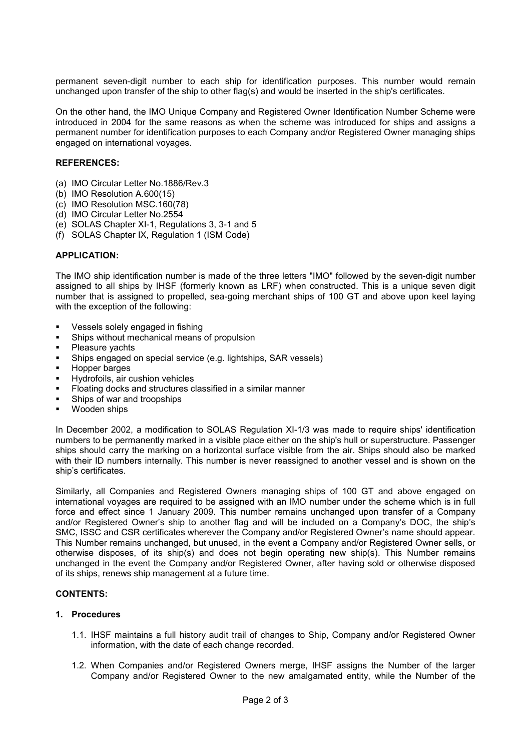permanent seven-digit number to each ship for identification purposes. This number would remain unchanged upon transfer of the ship to other flag(s) and would be inserted in the ship's certificates.

On the other hand, the IMO Unique Company and Registered Owner Identification Number Scheme were introduced in 2004 for the same reasons as when the scheme was introduced for ships and assigns a permanent number for identification purposes to each Company and/or Registered Owner managing ships engaged on international voyages.

**REFERENCES:**

(a) IMO Circular Letter No.1886/Rev.3
(b) IMO Resolution A.600(15)
(c) IMO Resolution MSC.160(78)
(d) IMO Circular Letter No.2554
(e) SOLAS Chapter XI-1, Regulations 3, 3-1 and 5
(f) SOLAS Chapter IX, Regulation 1 (ISM Code)

**APPLICATION:**

The IMO ship identification number is made of the three letters "IMO" followed by the seven-digit number assigned to all ships by IHSF (formerly known as LRF) when constructed. This is a unique seven digit number that is assigned to propelled, sea-going merchant ships of 100 GT and above upon keel laying with the exception of the following:

- Vessels solely engaged in fishing
- Ships without mechanical means of propulsion
- Pleasure yachts
- Ships engaged on special service (e.g. lightships, SAR vessels)
- Hopper barges
- Hydrofoils, air cushion vehicles
- Floating docks and structures classified in a similar manner
- Ships of war and troopships
- Wooden ships

In December 2002, a modification to SOLAS Regulation XI-1/3 was made to require ships' identification numbers to be permanently marked in a visible place either on the ship's hull or superstructure. Passenger ships should carry the marking on a horizontal surface visible from the air. Ships should also be marked with their ID numbers internally. This number is never reassigned to another vessel and is shown on the ship's certificates.

Similarly, all Companies and Registered Owners managing ships of 100 GT and above engaged on international voyages are required to be assigned with an IMO number under the scheme which is in full force and effect since 1 January 2009. This number remains unchanged upon transfer of a Company and/or Registered Owner's ship to another flag and will be included on a Company's DOC, the ship's SMC, ISSC and CSR certificates wherever the Company and/or Registered Owner's name should appear. This Number remains unchanged, but unused, in the event a Company and/or Registered Owner sells, or otherwise disposes, of its ship(s) and does not begin operating new ship(s). This Number remains unchanged in the event the Company and/or Registered Owner, after having sold or otherwise disposed of its ships, renews ship management at a future time.

**CONTENTS:**

**1. Procedures**

1.1. IHSF maintains a full history audit trail of changes to Ship, Company and/or Registered Owner information, with the date of each change recorded.

1.2. When Companies and/or Registered Owners merge, IHSF assigns the Number of the larger Company and/or Registered Owner to the new amalgamated entity, while the Number of the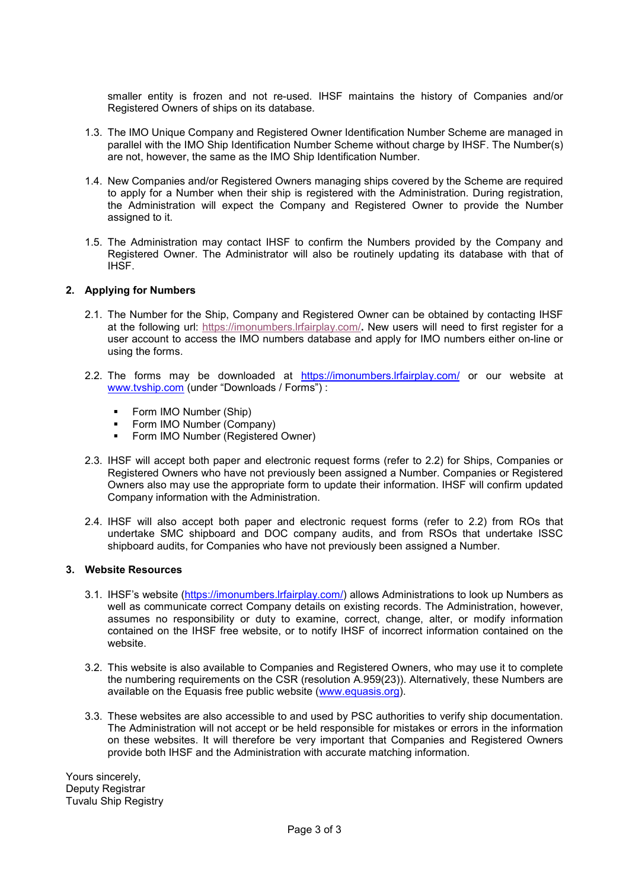smaller entity is frozen and not re-used. IHSF maintains the history of Companies and/or Registered Owners of ships on its database.

1.3. The IMO Unique Company and Registered Owner Identification Number Scheme are managed in parallel with the IMO Ship Identification Number Scheme without charge by IHSF. The Number(s) are not, however, the same as the IMO Ship Identification Number.

1.4. New Companies and/or Registered Owners managing ships covered by the Scheme are required to apply for a Number when their ship is registered with the Administration. During registration, the Administration will expect the Company and Registered Owner to provide the Number assigned to it.

1.5. The Administration may contact IHSF to confirm the Numbers provided by the Company and Registered Owner. The Administrator will also be routinely updating its database with that of IHSF.

## 2. Applying for Numbers

2.1. The Number for the Ship, Company and Registered Owner can be obtained by contacting IHSF at the following url: https://imonumbers.lrfairplay.com/**.** New users will need to first register for a user account to access the IMO numbers database and apply for IMO numbers either on-line or using the forms.

2.2. The forms may be downloaded at https://imonumbers.lrfairplay.com/ or our website at www.tvship.com (under "Downloads / Forms") :

- Form IMO Number (Ship)
- Form IMO Number (Company)
- Form IMO Number (Registered Owner)

2.3. IHSF will accept both paper and electronic request forms (refer to 2.2) for Ships, Companies or Registered Owners who have not previously been assigned a Number. Companies or Registered Owners also may use the appropriate form to update their information. IHSF will confirm updated Company information with the Administration.

2.4. IHSF will also accept both paper and electronic request forms (refer to 2.2) from ROs that undertake SMC shipboard and DOC company audits, and from RSOs that undertake ISSC shipboard audits, for Companies who have not previously been assigned a Number.

## 3. Website Resources

3.1. IHSF's website (https://imonumbers.lrfairplay.com/) allows Administrations to look up Numbers as well as communicate correct Company details on existing records. The Administration, however, assumes no responsibility or duty to examine, correct, change, alter, or modify information contained on the IHSF free website, or to notify IHSF of incorrect information contained on the website.

3.2. This website is also available to Companies and Registered Owners, who may use it to complete the numbering requirements on the CSR (resolution A.959(23)). Alternatively, these Numbers are available on the Equasis free public website (www.equasis.org).

3.3. These websites are also accessible to and used by PSC authorities to verify ship documentation. The Administration will not accept or be held responsible for mistakes or errors in the information on these websites. It will therefore be very important that Companies and Registered Owners provide both IHSF and the Administration with accurate matching information.

Yours sincerely,
Deputy Registrar
Tuvalu Ship Registry